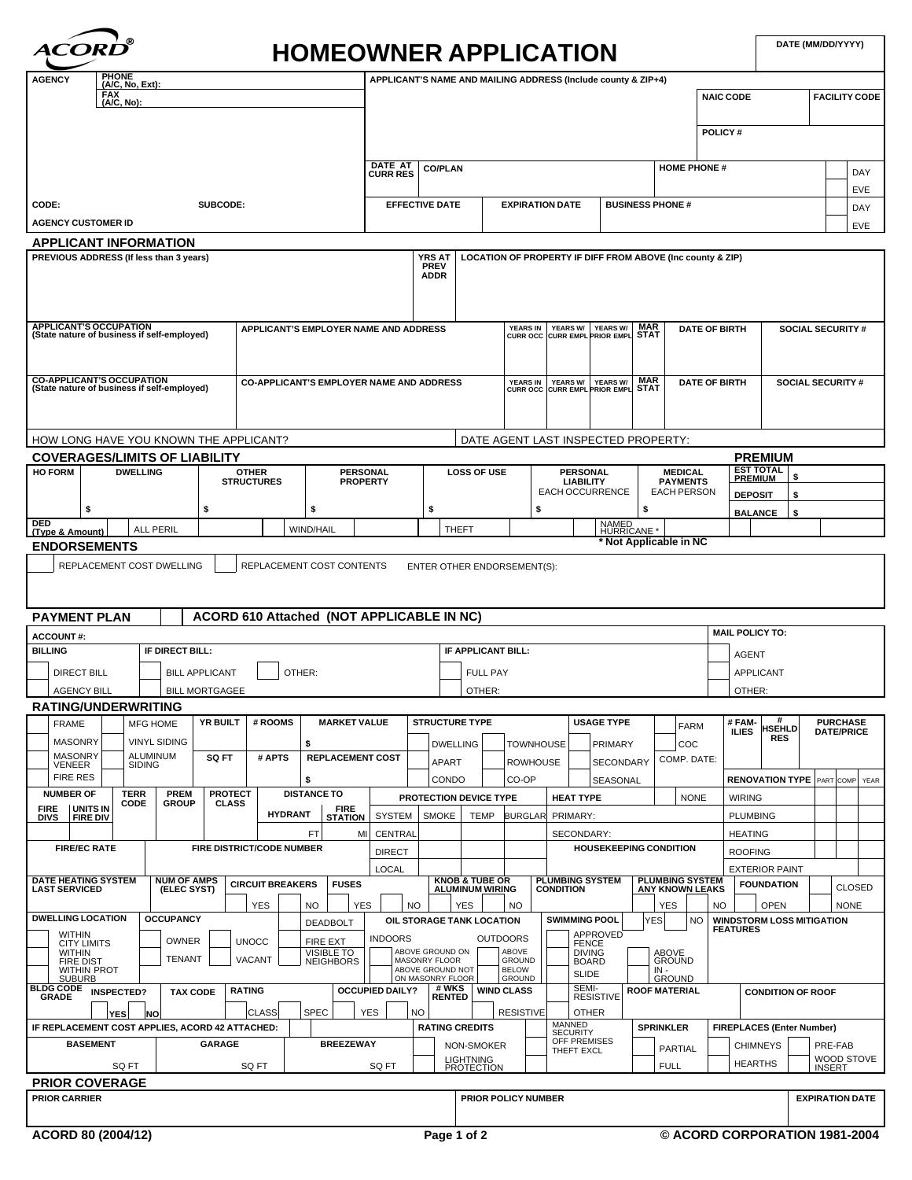# ACORD® HOMEOWNER APPLICATION

DATE (MM/DD/YYYY)

| AGENCY | PHONE (A/C, No, Ext): | APPLICANT'S NAME AND MAILING ADDRESS (Include county & ZIP+4) | NAIC CODE | FACILITY CODE |
|---|---|---|---|---|
| | FAX (A/C, No): | | POLICY # | |
| | | DATE AT CURR RES / CO/PLAN | HOME PHONE # | DAY / EVE |
| CODE: | SUBCODE: | EFFECTIVE DATE / EXPIRATION DATE | BUSINESS PHONE # | DAY / EVE |
| AGENCY CUSTOMER ID | | | | |

## APPLICANT INFORMATION

| PREVIOUS ADDRESS (If less than 3 years) | YRS AT PREV ADDR | LOCATION OF PROPERTY IF DIFF FROM ABOVE (Inc county & ZIP) |
|---|---|---|
| | | |

| APPLICANT'S OCCUPATION (State nature of business if self-employed) | APPLICANT'S EMPLOYER NAME AND ADDRESS | YEARS IN CURR OCC | YEARS W/ CURR EMPL | YEARS W/ PRIOR EMPL | MAR STAT | DATE OF BIRTH | SOCIAL SECURITY # |
|---|---|---|---|---|---|---|---|
| | | | | | | | |
| **CO-APPLICANT'S OCCUPATION (State nature of business if self-employed)** | **CO-APPLICANT'S EMPLOYER NAME AND ADDRESS** | **YEARS IN CURR OCC** | **YEARS W/ CURR EMPL** | **YEARS W/ PRIOR EMPL** | **MAR STAT** | **DATE OF BIRTH** | **SOCIAL SECURITY #** |
| | | | | | | | |

HOW LONG HAVE YOU KNOWN THE APPLICANT? DATE AGENT LAST INSPECTED PROPERTY:

## COVERAGES/LIMITS OF LIABILITY

| HO FORM | DWELLING | OTHER STRUCTURES | PERSONAL PROPERTY | LOSS OF USE | PERSONAL LIABILITY EACH OCCURRENCE | MEDICAL PAYMENTS EACH PERSON |
|---|---|---|---|---|---|---|
| | $ | $ | $ | $ | $ | $ |

| DED (Type & Amount) | ALL PERIL | WIND/HAIL | THEFT | NAMED HURRICANE * |
|---|---|---|---|---|
| | | | | |

\* Not Applicable in NC

**PREMIUM**

| EST TOTAL PREMIUM | $ |
|---|---|
| DEPOSIT | $ |
| BALANCE | $ |

## ENDORSEMENTS

☐ REPLACEMENT COST DWELLING ☐ REPLACEMENT COST CONTENTS ENTER OTHER ENDORSEMENT(S):

## PAYMENT PLAN

☐ ACORD 610 Attached (NOT APPLICABLE IN NC)

| ACCOUNT #: | | | MAIL POLICY TO: |
|---|---|---|---|
| **BILLING** | **IF DIRECT BILL:** | **IF APPLICANT BILL:** | ☐ AGENT |
| ☐ DIRECT BILL | ☐ BILL APPLICANT ☐ OTHER: | ☐ FULL PAY | ☐ APPLICANT |
| ☐ AGENCY BILL | ☐ BILL MORTGAGEE | ☐ OTHER: | ☐ OTHER: |

## RATING/UNDERWRITING

| | | YR BUILT | # ROOMS | MARKET VALUE | STRUCTURE TYPE | | USAGE TYPE | | # FAMILIES | # HSEHLD RES | PURCHASE DATE/PRICE |
|---|---|---|---|---|---|---|---|---|---|---|---|
| ☐ FRAME | ☐ MFG HOME | | | $ | ☐ DWELLING | ☐ TOWNHOUSE | ☐ PRIMARY | ☐ FARM | | | |
| ☐ MASONRY | ☐ VINYL SIDING | SQ FT | # APTS | REPLACEMENT COST | ☐ APART | ☐ ROWHOUSE | ☐ SECONDARY | ☐ COC | | | |
| ☐ MASONRY VENEER | ☐ ALUMINUM SIDING | | | $ | ☐ CONDO | ☐ CO-OP | ☐ SEASONAL | COMP. DATE: | | | |
| ☐ FIRE RES | | | | | | | | | | | |

| NUMBER OF FIRE DIVS | NUMBER OF UNITS IN FIRE DIV | TERR CODE | PREM GROUP | PROTECT CLASS | DISTANCE TO HYDRANT | DISTANCE TO FIRE STATION |
|---|---|---|---|---|---|---|
| | | | | | FT | MI |

| FIRE/EC RATE | FIRE DISTRICT/CODE NUMBER |
|---|---|
| | |

| PROTECTION DEVICE TYPE | SMOKE | TEMP | BURGLAR |
|---|---|---|---|
| SYSTEM | | | |
| CENTRAL | | | |
| DIRECT | | | |
| LOCAL | | | |

HEAT TYPE ☐ NONE

PRIMARY:

SECONDARY:

HOUSEKEEPING CONDITION

| RENOVATION TYPE | PART | COMP | YEAR |
|---|---|---|---|
| WIRING | | | |
| PLUMBING | | | |
| HEATING | | | |
| ROOFING | | | |
| EXTERIOR PAINT | | | |

| DATE HEATING SYSTEM LAST SERVICED | NUM OF AMPS (ELEC SYST) | CIRCUIT BREAKERS | FUSES | KNOB & TUBE OR ALUMINUM WIRING | PLUMBING SYSTEM CONDITION | PLUMBING SYSTEM ANY KNOWN LEAKS | FOUNDATION |
|---|---|---|---|---|---|---|---|
| | | ☐ YES ☐ NO | ☐ YES ☐ NO | ☐ YES ☐ NO | | ☐ YES ☐ NO | ☐ OPEN ☐ CLOSED ☐ NONE |

| DWELLING LOCATION | OCCUPANCY | | | OIL STORAGE TANK LOCATION | SWIMMING POOL ☐ YES ☐ NO | WINDSTORM LOSS MITIGATION FEATURES |
|---|---|---|---|---|---|---|
| ☐ WITHIN CITY LIMITS | ☐ OWNER | ☐ UNOCC | ☐ DEADBOLT | ☐ INDOORS ☐ OUTDOORS | ☐ APPROVED FENCE | |
| ☐ WITHIN FIRE DIST | ☐ TENANT | ☐ VACANT | ☐ FIRE EXT | ☐ ABOVE GROUND ON MASONRY FLOOR ☐ ABOVE GROUND | ☐ DIVING BOARD ☐ ABOVE GROUND | |
| ☐ WITHIN PROT SUBURB | | | ☐ VISIBLE TO NEIGHBORS | ☐ ABOVE GROUND NOT ON MASONRY FLOOR ☐ BELOW GROUND | ☐ SLIDE ☐ IN-GROUND | |

| BLDG CODE GRADE | INSPECTED? | TAX CODE | RATING | OCCUPIED DAILY? | # WKS RENTED | WIND CLASS | ROOF MATERIAL | CONDITION OF ROOF |
|---|---|---|---|---|---|---|---|---|
| | ☐ YES ☐ NO | | ☐ CLASS ☐ SPEC | ☐ YES ☐ NO | | ☐ RESISTIVE ☐ SEMI-RESISTIVE ☐ OTHER | | |

| IF REPLACEMENT COST APPLIES, ACORD 42 ATTACHED: ☐ | | | RATING CREDITS | | SPRINKLER | FIREPLACES (Enter Number) | |
|---|---|---|---|---|---|---|---|
| **BASEMENT** | **GARAGE** | **BREEZEWAY** | ☐ NON-SMOKER | ☐ MANNED SECURITY | ☐ PARTIAL | ☐ CHIMNEYS | ☐ PRE-FAB |
| SQ FT | SQ FT | SQ FT | ☐ LIGHTNING PROTECTION | ☐ OFF PREMISES THEFT EXCL | ☐ FULL | ☐ HEARTHS | ☐ WOOD STOVE INSERT |

## PRIOR COVERAGE

| PRIOR CARRIER | PRIOR POLICY NUMBER | EXPIRATION DATE |
|---|---|---|
| | | |

ACORD 80 (2004/12) © ACORD CORPORATION 1981-2004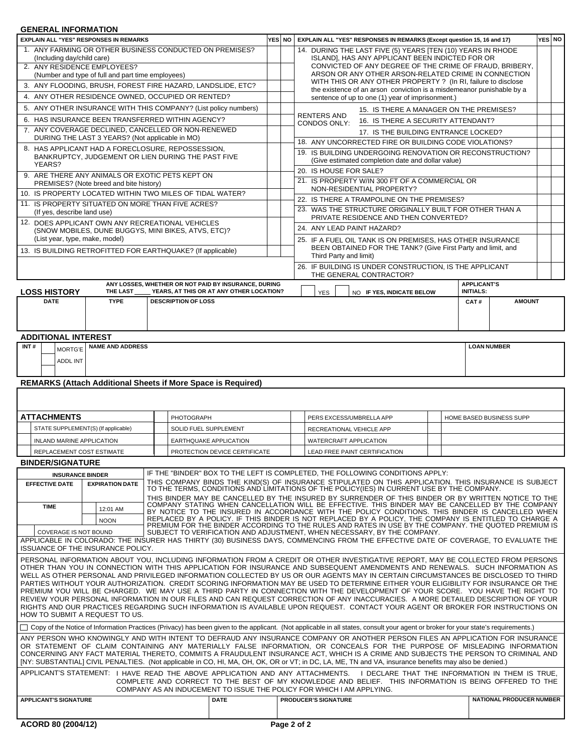## GENERAL INFORMATION

| EXPLAIN ALL "YES" RESPONSES IN REMARKS | YES | NO | EXPLAIN ALL "YES" RESPONSES IN REMARKS (Except question 15, 16 and 17) | YES | NO |
|---|---|---|---|---|---|
| 1. ANY FARMING OR OTHER BUSINESS CONDUCTED ON PREMISES? (Including day/child care) | | | 14. DURING THE LAST FIVE (5) YEARS [TEN (10) YEARS IN RHODE ISLAND], HAS ANY APPLICANT BEEN INDICTED FOR OR CONVICTED OF ANY DEGREE OF THE CRIME OF FRAUD, BRIBERY, ARSON OR ANY OTHER ARSON-RELATED CRIME IN CONNECTION WITH THIS OR ANY OTHER PROPERTY ? (In RI, failure to disclose the existence of an arson conviction is a misdemeanor punishable by a sentence of up to one (1) year of imprisonment.) | | |
| 2. ANY RESIDENCE EMPLOYEES? (Number and type of full and part time employees) | | | | | |
| 3. ANY FLOODING, BRUSH, FOREST FIRE HAZARD, LANDSLIDE, ETC? | | | | | |
| 4. ANY OTHER RESIDENCE OWNED, OCCUPIED OR RENTED? | | | | | |
| 5. ANY OTHER INSURANCE WITH THIS COMPANY? (List policy numbers) | | | RENTERS AND CONDOS ONLY: 15. IS THERE A MANAGER ON THE PREMISES? | | |
| 6. HAS INSURANCE BEEN TRANSFERRED WITHIN AGENCY? | | | RENTERS AND CONDOS ONLY: 16. IS THERE A SECURITY ATTENDANT? | | |
| 7. ANY COVERAGE DECLINED, CANCELLED OR NON-RENEWED DURING THE LAST 3 YEARS? (Not applicable in MO) | | | RENTERS AND CONDOS ONLY: 17. IS THE BUILDING ENTRANCE LOCKED? | | |
| | | | 18. ANY UNCORRECTED FIRE OR BUILDING CODE VIOLATIONS? | | |
| 8. HAS APPLICANT HAD A FORECLOSURE, REPOSSESSION, BANKRUPTCY, JUDGEMENT OR LIEN DURING THE PAST FIVE YEARS? | | | 19. IS BUILDING UNDERGOING RENOVATION OR RECONSTRUCTION? (Give estimated completion date and dollar value) | | |
| 9. ARE THERE ANY ANIMALS OR EXOTIC PETS KEPT ON PREMISES? (Note breed and bite history) | | | 20. IS HOUSE FOR SALE? | | |
| | | | 21. IS PROPERTY W/IN 300 FT OF A COMMERCIAL OR NON-RESIDENTIAL PROPERTY? | | |
| 10. IS PROPERTY LOCATED WITHIN TWO MILES OF TIDAL WATER? | | | | | |
| 11. IS PROPERTY SITUATED ON MORE THAN FIVE ACRES? (If yes, describe land use) | | | 22. IS THERE A TRAMPOLINE ON THE PREMISES? | | |
| | | | 23. WAS THE STRUCTURE ORIGINALLY BUILT FOR OTHER THAN A PRIVATE RESIDENCE AND THEN CONVERTED? | | |
| 12. DOES APPLICANT OWN ANY RECREATIONAL VEHICLES (SNOW MOBILES, DUNE BUGGYS, MINI BIKES, ATVS, ETC)? (List year, type, make, model) | | | 24. ANY LEAD PAINT HAZARD? | | |
| | | | 25. IF A FUEL OIL TANK IS ON PREMISES, HAS OTHER INSURANCE BEEN OBTAINED FOR THE TANK? (Give First Party and limit, and Third Party and limit) | | |
| 13. IS BUILDING RETROFITTED FOR EARTHQUAKE? (If applicable) | | | | | |
| | | | 26. IF BUILDING IS UNDER CONSTRUCTION, IS THE APPLICANT THE GENERAL CONTRACTOR? | | |

## LOSS HISTORY

ANY LOSSES, WHETHER OR NOT PAID BY INSURANCE, DURING THE LAST _____ YEARS, AT THIS OR AT ANY OTHER LOCATION? ☐ YES ☐ NO IF YES, INDICATE BELOW

APPLICANT'S INITIALS:

| DATE | TYPE | DESCRIPTION OF LOSS | CAT # | AMOUNT |
|---|---|---|---|---|
| | | | | |

## ADDITIONAL INTEREST

| INT # | | NAME AND ADDRESS | LOAN NUMBER |
|---|---|---|---|
| | MORTG'E | | |
| | ADDL INT | | |

## REMARKS (Attach Additional Sheets if More Space is Required)

## ATTACHMENTS

| | | | | | | | |
|---|---|---|---|---|---|---|---|
| | STATE SUPPLEMENT(S) (If applicable) | | PHOTOGRAPH | | PERS EXCESS/UMBRELLA APP | | HOME BASED BUSINESS SUPP |
| | INLAND MARINE APPLICATION | | SOLID FUEL SUPPLEMENT | | RECREATIONAL VEHICLE APP | | |
| | REPLACEMENT COST ESTIMATE | | EARTHQUAKE APPLICATION | | WATERCRAFT APPLICATION | | |
| | | | PROTECTION DEVICE CERTIFICATE | | LEAD FREE PAINT CERTIFICATION | | |

## BINDER/SIGNATURE

| INSURANCE BINDER | |
|---|---|
| EFFECTIVE DATE | EXPIRATION DATE |
| | |
| TIME | ☐ 12:01 AM ☐ NOON |
| ☐ COVERAGE IS NOT BOUND | |

IF THE "BINDER" BOX TO THE LEFT IS COMPLETED, THE FOLLOWING CONDITIONS APPLY:

THIS COMPANY BINDS THE KIND(S) OF INSURANCE STIPULATED ON THIS APPLICATION. THIS INSURANCE IS SUBJECT TO THE TERMS, CONDITIONS AND LIMITATIONS OF THE POLICY(IES) IN CURRENT USE BY THE COMPANY.

THIS BINDER MAY BE CANCELLED BY THE INSURED BY SURRENDER OF THIS BINDER OR BY WRITTEN NOTICE TO THE COMPANY STATING WHEN CANCELLATION WILL BE EFFECTIVE. THIS BINDER MAY BE CANCELLED BY THE COMPANY BY NOTICE TO THE INSURED IN ACCORDANCE WITH THE POLICY CONDITIONS. THIS BINDER IS CANCELLED WHEN REPLACED BY A POLICY. IF THIS BINDER IS NOT REPLACED BY A POLICY, THE COMPANY IS ENTITLED TO CHARGE A PREMIUM FOR THE BINDER ACCORDING TO THE RULES AND RATES IN USE BY THE COMPANY. THE QUOTED PREMIUM IS SUBJECT TO VERIFICATION AND ADJUSTMENT, WHEN NECESSARY, BY THE COMPANY.

APPLICABLE IN COLORADO: THE INSURER HAS THIRTY (30) BUSINESS DAYS, COMMENCING FROM THE EFFECTIVE DATE OF COVERAGE, TO EVALUATE THE ISSUANCE OF THE INSURANCE POLICY.

PERSONAL INFORMATION ABOUT YOU, INCLUDING INFORMATION FROM A CREDIT OR OTHER INVESTIGATIVE REPORT, MAY BE COLLECTED FROM PERSONS OTHER THAN YOU IN CONNECTION WITH THIS APPLICATION FOR INSURANCE AND SUBSEQUENT AMENDMENTS AND RENEWALS. SUCH INFORMATION AS WELL AS OTHER PERSONAL AND PRIVILEGED INFORMATION COLLECTED BY US OR OUR AGENTS MAY IN CERTAIN CIRCUMSTANCES BE DISCLOSED TO THIRD PARTIES WITHOUT YOUR AUTHORIZATION. CREDIT SCORING INFORMATION MAY BE USED TO DETERMINE EITHER YOUR ELIGIBILITY FOR INSURANCE OR THE PREMIUM YOU WILL BE CHARGED. WE MAY USE A THIRD PARTY IN CONNECTION WITH THE DEVELOPMENT OF YOUR SCORE. YOU HAVE THE RIGHT TO REVIEW YOUR PERSONAL INFORMATION IN OUR FILES AND CAN REQUEST CORRECTION OF ANY INACCURACIES. A MORE DETAILED DESCRIPTION OF YOUR RIGHTS AND OUR PRACTICES REGARDING SUCH INFORMATION IS AVAILABLE UPON REQUEST. CONTACT YOUR AGENT OR BROKER FOR INSTRUCTIONS ON HOW TO SUBMIT A REQUEST TO US.

☐ Copy of the Notice of Information Practices (Privacy) has been given to the applicant. (Not applicable in all states, consult your agent or broker for your state's requirements.)

ANY PERSON WHO KNOWINGLY AND WITH INTENT TO DEFRAUD ANY INSURANCE COMPANY OR ANOTHER PERSON FILES AN APPLICATION FOR INSURANCE OR STATEMENT OF CLAIM CONTAINING ANY MATERIALLY FALSE INFORMATION, OR CONCEALS FOR THE PURPOSE OF MISLEADING INFORMATION CONCERNING ANY FACT MATERIAL THERETO, COMMITS A FRAUDULENT INSURANCE ACT, WHICH IS A CRIME AND SUBJECTS THE PERSON TO CRIMINAL AND [NY: SUBSTANTIAL] CIVIL PENALTIES. (Not applicable in CO, HI, MA, OH, OK, OR or VT; in DC, LA, ME, TN and VA, insurance benefits may also be denied.)

APPLICANT'S STATEMENT: I HAVE READ THE ABOVE APPLICATION AND ANY ATTACHMENTS. I DECLARE THAT THE INFORMATION IN THEM IS TRUE, COMPLETE AND CORRECT TO THE BEST OF MY KNOWLEDGE AND BELIEF. THIS INFORMATION IS BEING OFFERED TO THE COMPANY AS AN INDUCEMENT TO ISSUE THE POLICY FOR WHICH I AM APPLYING.

| APPLICANT'S SIGNATURE | DATE | PRODUCER'S SIGNATURE | NATIONAL PRODUCER NUMBER |
|---|---|---|---|
| | | | |

ACORD 80 (2004/12)